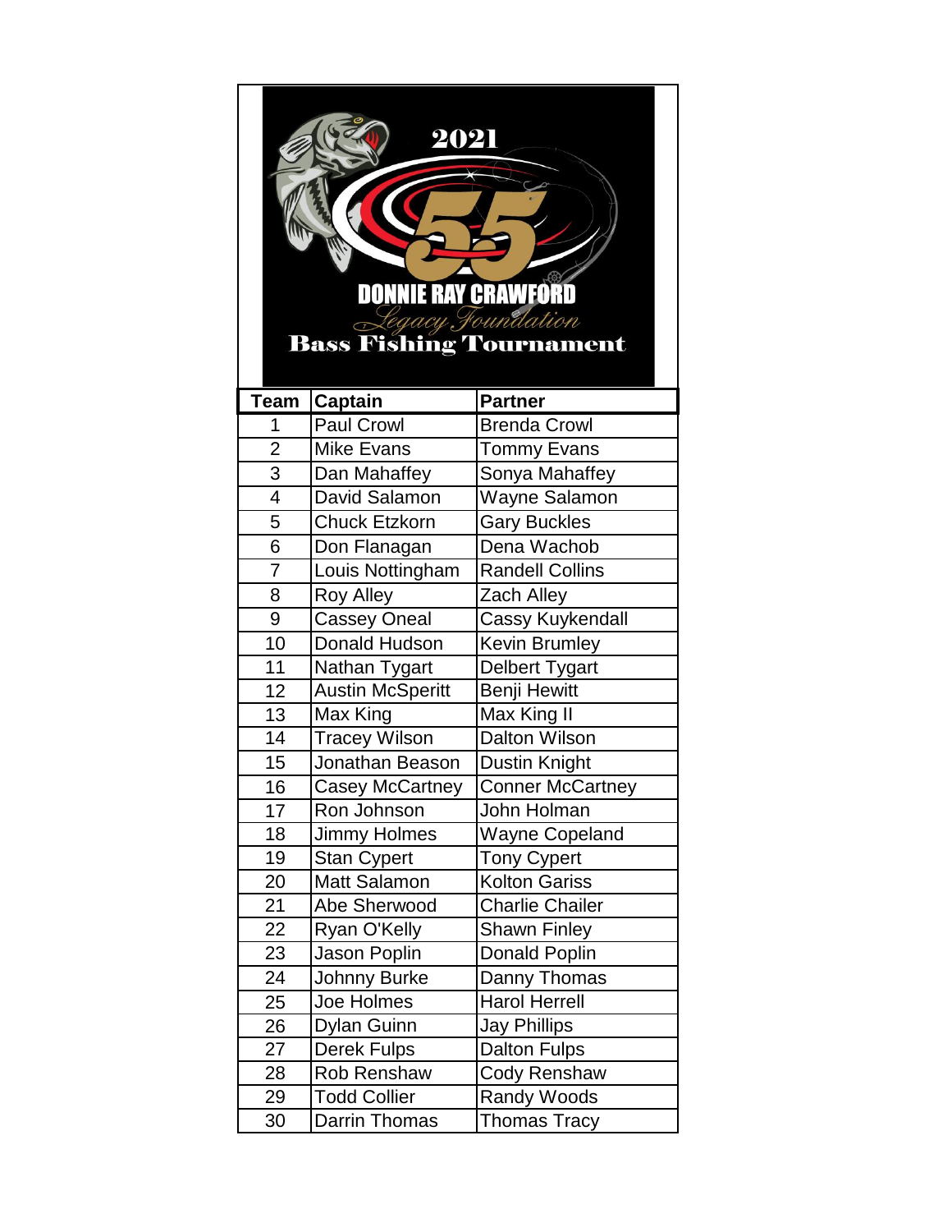# 2021

## DONNIE RAY CRAWFORD

*Legacy Foundation*

## Bass Fishing Tournament

| Team | Captain | Partner |
|---|---|---|
| 1 | Paul Crowl | Brenda Crowl |
| 2 | Mike Evans | Tommy Evans |
| 3 | Dan Mahaffey | Sonya Mahaffey |
| 4 | David Salamon | Wayne Salamon |
| 5 | Chuck Etzkorn | Gary Buckles |
| 6 | Don Flanagan | Dena Wachob |
| 7 | Louis Nottingham | Randell Collins |
| 8 | Roy Alley | Zach Alley |
| 9 | Cassey Oneal | Cassy Kuykendall |
| 10 | Donald Hudson | Kevin Brumley |
| 11 | Nathan Tygart | Delbert Tygart |
| 12 | Austin McSperitt | Benji Hewitt |
| 13 | Max King | Max King II |
| 14 | Tracey Wilson | Dalton Wilson |
| 15 | Jonathan Beason | Dustin Knight |
| 16 | Casey McCartney | Conner McCartney |
| 17 | Ron Johnson | John Holman |
| 18 | Jimmy Holmes | Wayne Copeland |
| 19 | Stan Cypert | Tony Cypert |
| 20 | Matt Salamon | Kolton Gariss |
| 21 | Abe Sherwood | Charlie Chailer |
| 22 | Ryan O'Kelly | Shawn Finley |
| 23 | Jason Poplin | Donald Poplin |
| 24 | Johnny Burke | Danny Thomas |
| 25 | Joe Holmes | Harol Herrell |
| 26 | Dylan Guinn | Jay Phillips |
| 27 | Derek Fulps | Dalton Fulps |
| 28 | Rob Renshaw | Cody Renshaw |
| 29 | Todd Collier | Randy Woods |
| 30 | Darrin Thomas | Thomas Tracy |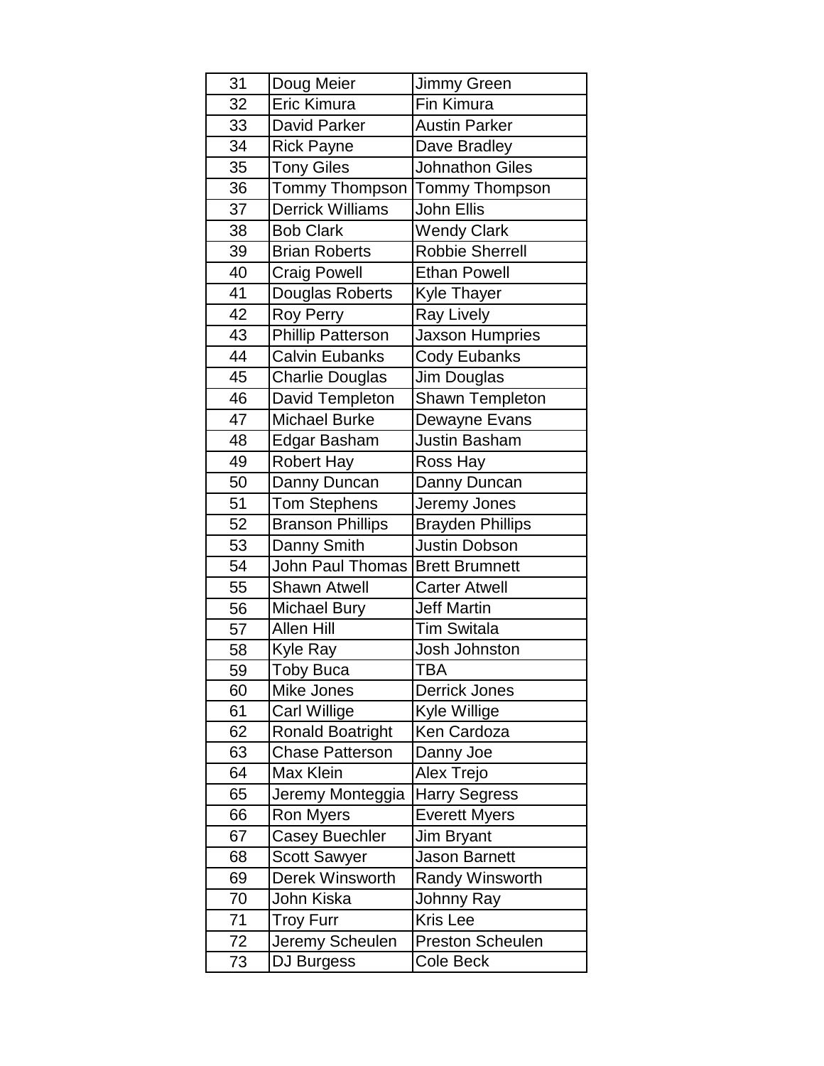| | | |
|---|---|---|
| 31 | Doug Meier | Jimmy Green |
| 32 | Eric Kimura | Fin Kimura |
| 33 | David Parker | Austin Parker |
| 34 | Rick Payne | Dave Bradley |
| 35 | Tony Giles | Johnathon Giles |
| 36 | Tommy Thompson | Tommy Thompson |
| 37 | Derrick Williams | John Ellis |
| 38 | Bob Clark | Wendy Clark |
| 39 | Brian Roberts | Robbie Sherrell |
| 40 | Craig Powell | Ethan Powell |
| 41 | Douglas Roberts | Kyle Thayer |
| 42 | Roy Perry | Ray Lively |
| 43 | Phillip Patterson | Jaxson Humpries |
| 44 | Calvin Eubanks | Cody Eubanks |
| 45 | Charlie Douglas | Jim Douglas |
| 46 | David Templeton | Shawn Templeton |
| 47 | Michael Burke | Dewayne Evans |
| 48 | Edgar Basham | Justin Basham |
| 49 | Robert Hay | Ross Hay |
| 50 | Danny Duncan | Danny Duncan |
| 51 | Tom Stephens | Jeremy Jones |
| 52 | Branson Phillips | Brayden Phillips |
| 53 | Danny Smith | Justin Dobson |
| 54 | John Paul Thomas | Brett Brumnett |
| 55 | Shawn Atwell | Carter Atwell |
| 56 | Michael Bury | Jeff Martin |
| 57 | Allen Hill | Tim Switala |
| 58 | Kyle Ray | Josh Johnston |
| 59 | Toby Buca | TBA |
| 60 | Mike Jones | Derrick Jones |
| 61 | Carl Willige | Kyle Willige |
| 62 | Ronald Boatright | Ken Cardoza |
| 63 | Chase Patterson | Danny Joe |
| 64 | Max Klein | Alex Trejo |
| 65 | Jeremy Monteggia | Harry Segress |
| 66 | Ron Myers | Everett Myers |
| 67 | Casey Buechler | Jim Bryant |
| 68 | Scott Sawyer | Jason Barnett |
| 69 | Derek Winsworth | Randy Winsworth |
| 70 | John Kiska | Johnny Ray |
| 71 | Troy Furr | Kris Lee |
| 72 | Jeremy Scheulen | Preston Scheulen |
| 73 | DJ Burgess | Cole Beck |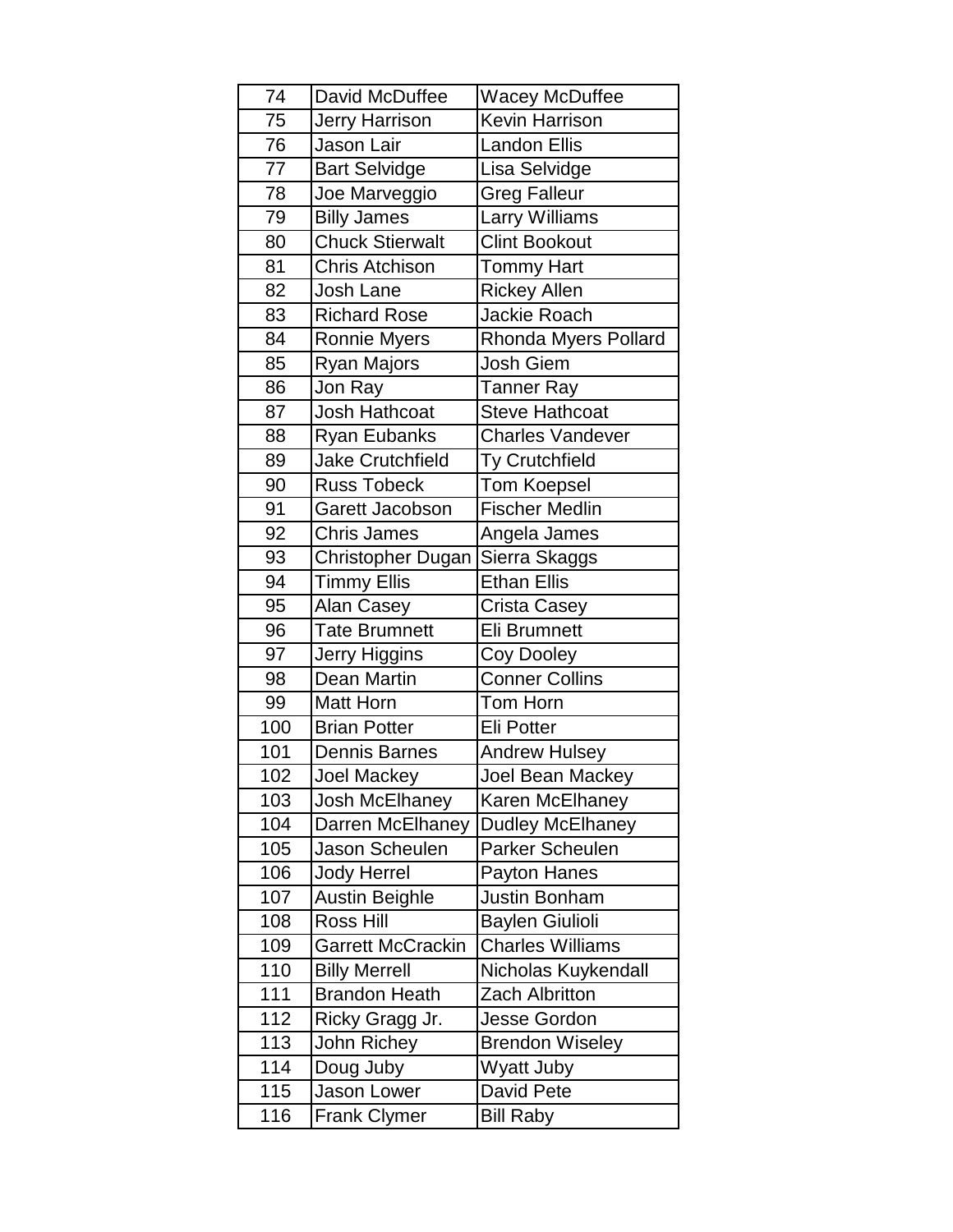| 74 | David McDuffee | Wacey McDuffee |
|---|---|---|
| 75 | Jerry Harrison | Kevin Harrison |
| 76 | Jason Lair | Landon Ellis |
| 77 | Bart Selvidge | Lisa Selvidge |
| 78 | Joe Marveggio | Greg Falleur |
| 79 | Billy James | Larry Williams |
| 80 | Chuck Stierwalt | Clint Bookout |
| 81 | Chris Atchison | Tommy Hart |
| 82 | Josh Lane | Rickey Allen |
| 83 | Richard Rose | Jackie Roach |
| 84 | Ronnie Myers | Rhonda Myers Pollard |
| 85 | Ryan Majors | Josh Giem |
| 86 | Jon Ray | Tanner Ray |
| 87 | Josh Hathcoat | Steve Hathcoat |
| 88 | Ryan Eubanks | Charles Vandever |
| 89 | Jake Crutchfield | Ty Crutchfield |
| 90 | Russ Tobeck | Tom Koepsel |
| 91 | Garett Jacobson | Fischer Medlin |
| 92 | Chris James | Angela James |
| 93 | Christopher Dugan | Sierra Skaggs |
| 94 | Timmy Ellis | Ethan Ellis |
| 95 | Alan Casey | Crista Casey |
| 96 | Tate Brumnett | Eli Brumnett |
| 97 | Jerry Higgins | Coy Dooley |
| 98 | Dean Martin | Conner Collins |
| 99 | Matt Horn | Tom Horn |
| 100 | Brian Potter | Eli Potter |
| 101 | Dennis Barnes | Andrew Hulsey |
| 102 | Joel Mackey | Joel Bean Mackey |
| 103 | Josh McElhaney | Karen McElhaney |
| 104 | Darren McElhaney | Dudley McElhaney |
| 105 | Jason Scheulen | Parker Scheulen |
| 106 | Jody Herrel | Payton Hanes |
| 107 | Austin Beighle | Justin Bonham |
| 108 | Ross Hill | Baylen Giulioli |
| 109 | Garrett McCrackin | Charles Williams |
| 110 | Billy Merrell | Nicholas Kuykendall |
| 111 | Brandon Heath | Zach Albritton |
| 112 | Ricky Gragg Jr. | Jesse Gordon |
| 113 | John Richey | Brendon Wiseley |
| 114 | Doug Juby | Wyatt Juby |
| 115 | Jason Lower | David Pete |
| 116 | Frank Clymer | Bill Raby |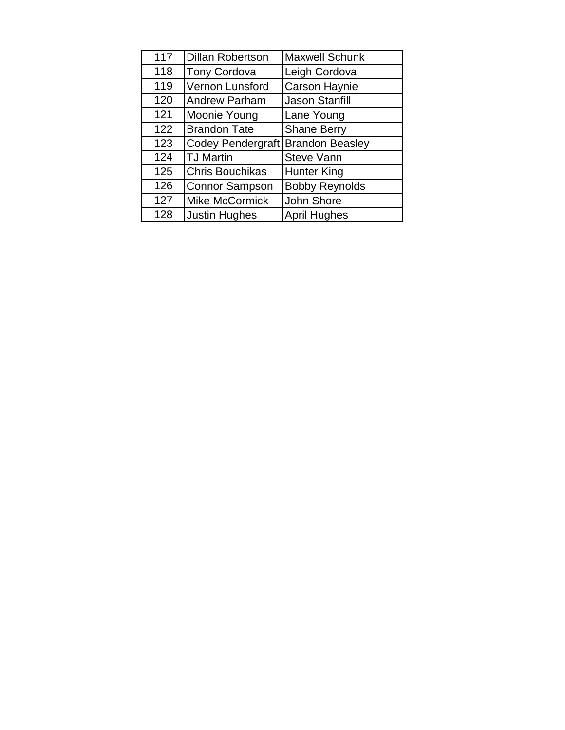| | | |
|---|---|---|
| 117 | Dillan Robertson | Maxwell Schunk |
| 118 | Tony Cordova | Leigh Cordova |
| 119 | Vernon Lunsford | Carson Haynie |
| 120 | Andrew Parham | Jason Stanfill |
| 121 | Moonie Young | Lane Young |
| 122 | Brandon Tate | Shane Berry |
| 123 | Codey Pendergraft | Brandon Beasley |
| 124 | TJ Martin | Steve Vann |
| 125 | Chris Bouchikas | Hunter King |
| 126 | Connor Sampson | Bobby Reynolds |
| 127 | Mike McCormick | John Shore |
| 128 | Justin Hughes | April Hughes |